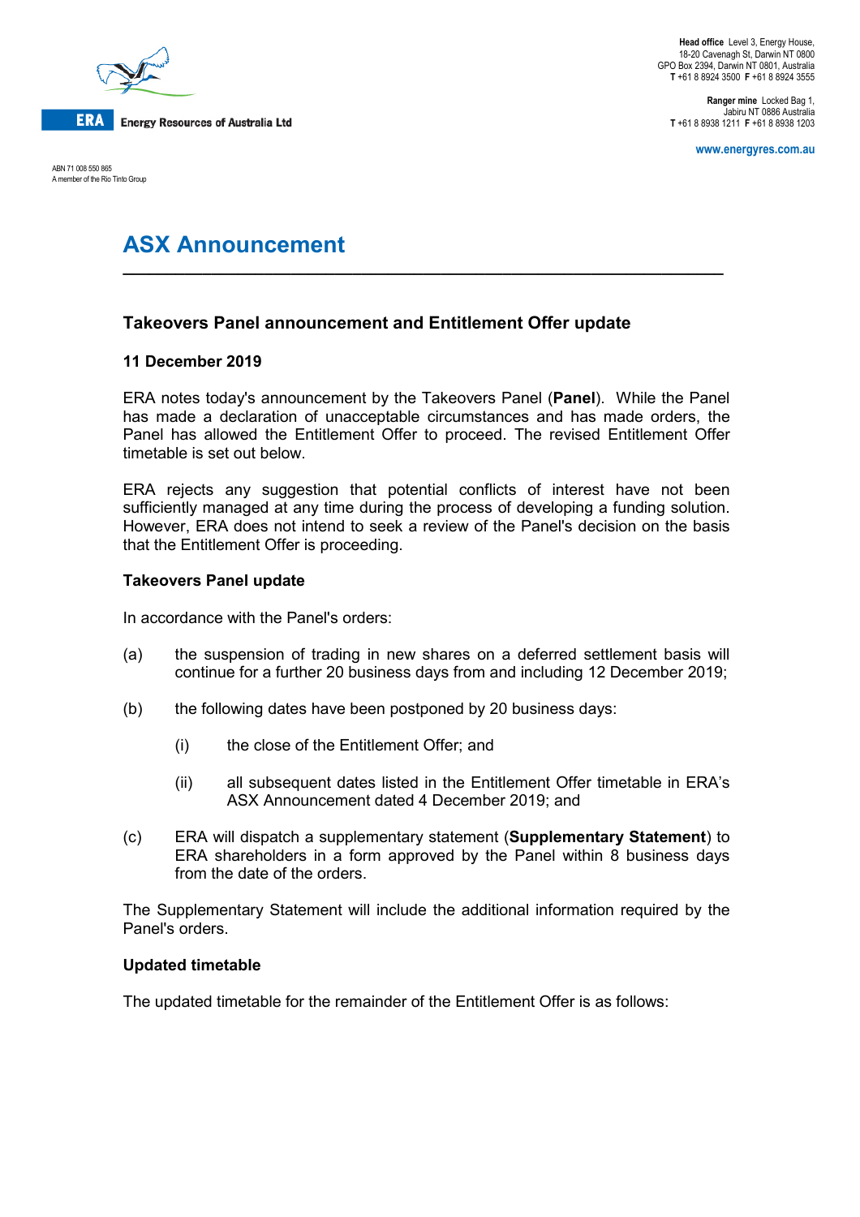ERA Energy Resources of Australia Ltd

ABN 71 008 550 865
A member of the Rio Tinto Group

**Head office** Level 3, Energy House,
18-20 Cavenagh St, Darwin NT 0800
GPO Box 2394, Darwin NT 0801, Australia
**T** +61 8 8924 3500 **F** +61 8 8924 3555

**Ranger mine** Locked Bag 1,
Jabiru NT 0886 Australia
**T** +61 8 8938 1211 **F** +61 8 8938 1203

**www.energyres.com.au**

# ASX Announcement

## Takeovers Panel announcement and Entitlement Offer update

**11 December 2019**

ERA notes today's announcement by the Takeovers Panel (**Panel**). While the Panel has made a declaration of unacceptable circumstances and has made orders, the Panel has allowed the Entitlement Offer to proceed. The revised Entitlement Offer timetable is set out below.

ERA rejects any suggestion that potential conflicts of interest have not been sufficiently managed at any time during the process of developing a funding solution. However, ERA does not intend to seek a review of the Panel's decision on the basis that the Entitlement Offer is proceeding.

### Takeovers Panel update

In accordance with the Panel's orders:

(a) the suspension of trading in new shares on a deferred settlement basis will continue for a further 20 business days from and including 12 December 2019;

(b) the following dates have been postponed by 20 business days:

  (i) the close of the Entitlement Offer; and

  (ii) all subsequent dates listed in the Entitlement Offer timetable in ERA's ASX Announcement dated 4 December 2019; and

(c) ERA will dispatch a supplementary statement (**Supplementary Statement**) to ERA shareholders in a form approved by the Panel within 8 business days from the date of the orders.

The Supplementary Statement will include the additional information required by the Panel's orders.

### Updated timetable

The updated timetable for the remainder of the Entitlement Offer is as follows: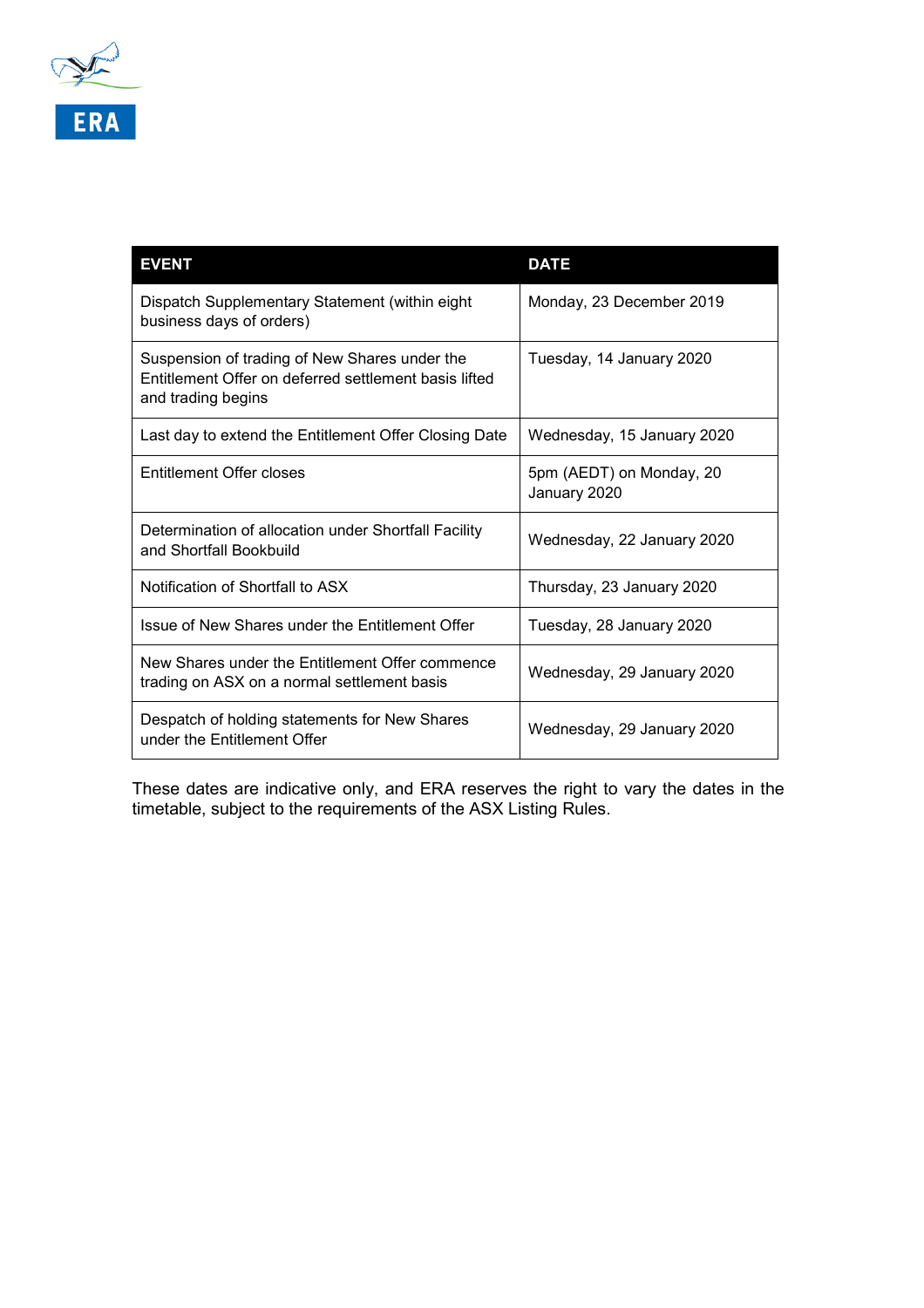| EVENT | DATE |
|---|---|
| Dispatch Supplementary Statement (within eight business days of orders) | Monday, 23 December 2019 |
| Suspension of trading of New Shares under the Entitlement Offer on deferred settlement basis lifted and trading begins | Tuesday, 14 January 2020 |
| Last day to extend the Entitlement Offer Closing Date | Wednesday, 15 January 2020 |
| Entitlement Offer closes | 5pm (AEDT) on Monday, 20 January 2020 |
| Determination of allocation under Shortfall Facility and Shortfall Bookbuild | Wednesday, 22 January 2020 |
| Notification of Shortfall to ASX | Thursday, 23 January 2020 |
| Issue of New Shares under the Entitlement Offer | Tuesday, 28 January 2020 |
| New Shares under the Entitlement Offer commence trading on ASX on a normal settlement basis | Wednesday, 29 January 2020 |
| Despatch of holding statements for New Shares under the Entitlement Offer | Wednesday, 29 January 2020 |

These dates are indicative only, and ERA reserves the right to vary the dates in the timetable, subject to the requirements of the ASX Listing Rules.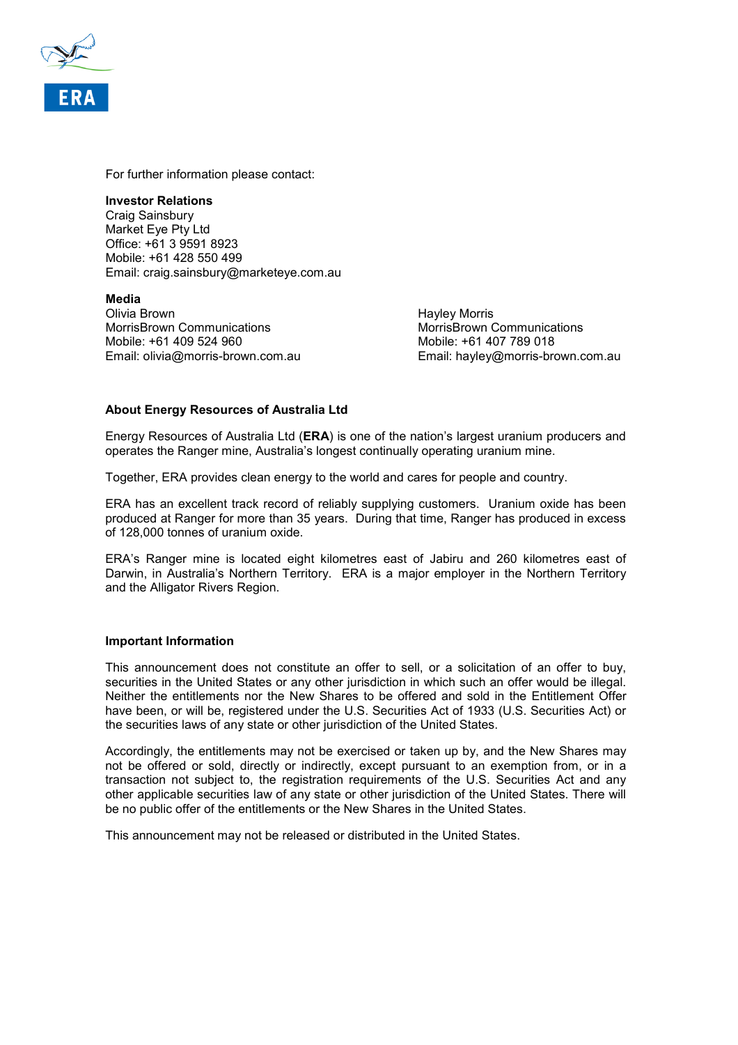For further information please contact:

**Investor Relations**
Craig Sainsbury
Market Eye Pty Ltd
Office: +61 3 9591 8923
Mobile: +61 428 550 499
Email: craig.sainsbury@marketeye.com.au

**Media**
Olivia Brown
MorrisBrown Communications
Mobile: +61 409 524 960
Email: olivia@morris-brown.com.au

Hayley Morris
MorrisBrown Communications
Mobile: +61 407 789 018
Email: hayley@morris-brown.com.au

**About Energy Resources of Australia Ltd**

Energy Resources of Australia Ltd (**ERA**) is one of the nation's largest uranium producers and operates the Ranger mine, Australia's longest continually operating uranium mine.

Together, ERA provides clean energy to the world and cares for people and country.

ERA has an excellent track record of reliably supplying customers. Uranium oxide has been produced at Ranger for more than 35 years. During that time, Ranger has produced in excess of 128,000 tonnes of uranium oxide.

ERA's Ranger mine is located eight kilometres east of Jabiru and 260 kilometres east of Darwin, in Australia's Northern Territory. ERA is a major employer in the Northern Territory and the Alligator Rivers Region.

**Important Information**

This announcement does not constitute an offer to sell, or a solicitation of an offer to buy, securities in the United States or any other jurisdiction in which such an offer would be illegal. Neither the entitlements nor the New Shares to be offered and sold in the Entitlement Offer have been, or will be, registered under the U.S. Securities Act of 1933 (U.S. Securities Act) or the securities laws of any state or other jurisdiction of the United States.

Accordingly, the entitlements may not be exercised or taken up by, and the New Shares may not be offered or sold, directly or indirectly, except pursuant to an exemption from, or in a transaction not subject to, the registration requirements of the U.S. Securities Act and any other applicable securities law of any state or other jurisdiction of the United States. There will be no public offer of the entitlements or the New Shares in the United States.

This announcement may not be released or distributed in the United States.